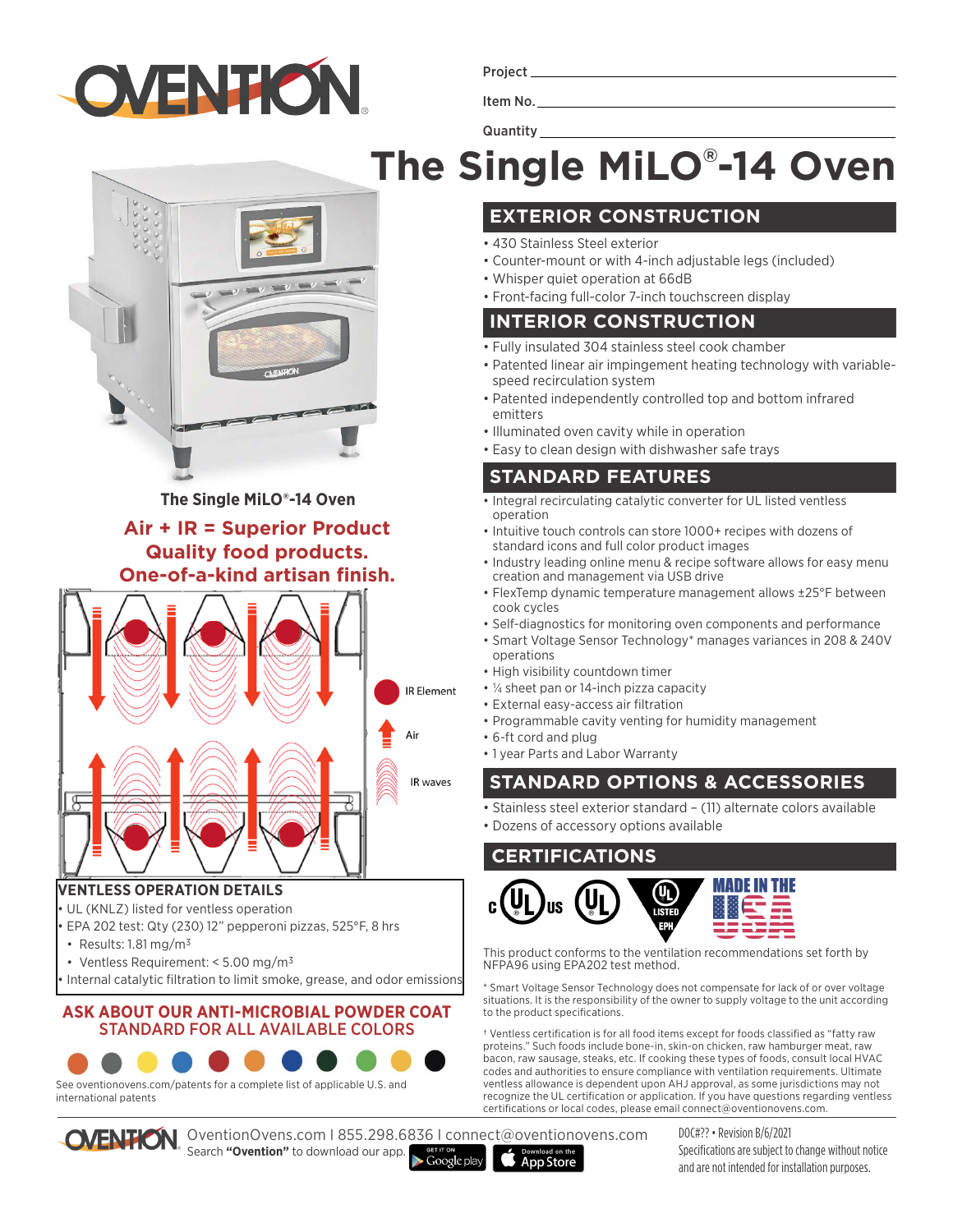Project

Item No.

Quantity

# The Single MiLO®-14 Oven

The Single MiLO®-14 Oven

**Air + IR = Superior Product**
**Quality food products.**
**One-of-a-kind artisan finish.**

IR Element

Air

IR waves

## EXTERIOR CONSTRUCTION

- 430 Stainless Steel exterior
- Counter-mount or with 4-inch adjustable legs (included)
- Whisper quiet operation at 66dB
- Front-facing full-color 7-inch touchscreen display

## INTERIOR CONSTRUCTION

- Fully insulated 304 stainless steel cook chamber
- Patented linear air impingement heating technology with variable-speed recirculation system
- Patented independently controlled top and bottom infrared emitters
- Illuminated oven cavity while in operation
- Easy to clean design with dishwasher safe trays

## STANDARD FEATURES

- Integral recirculating catalytic converter for UL listed ventless operation
- Intuitive touch controls can store 1000+ recipes with dozens of standard icons and full color product images
- Industry leading online menu & recipe software allows for easy menu creation and management via USB drive
- FlexTemp dynamic temperature management allows ±25°F between cook cycles
- Self-diagnostics for monitoring oven components and performance
- Smart Voltage Sensor Technology* manages variances in 208 & 240V operations
- High visibility countdown timer
- ¼ sheet pan or 14-inch pizza capacity
- External easy-access air filtration
- Programmable cavity venting for humidity management
- 6-ft cord and plug
- 1 year Parts and Labor Warranty

## STANDARD OPTIONS & ACCESSORIES

- Stainless steel exterior standard – (11) alternate colors available
- Dozens of accessory options available

## VENTLESS OPERATION DETAILS

- UL (KNLZ) listed for ventless operation
- EPA 202 test: Qty (230) 12" pepperoni pizzas, 525°F, 8 hrs
  - Results: 1.81 mg/m³
  - Ventless Requirement: < 5.00 mg/m³
- Internal catalytic filtration to limit smoke, grease, and odor emissions

**ASK ABOUT OUR ANTI-MICROBIAL POWDER COAT STANDARD FOR ALL AVAILABLE COLORS**

See oventionovens.com/patents for a complete list of applicable U.S. and international patents

## CERTIFICATIONS

c UL us · UL · UL LISTED EPH · MADE IN THE USA

This product conforms to the ventilation recommendations set forth by NFPA96 using EPA202 test method.

* Smart Voltage Sensor Technology does not compensate for lack of or over voltage situations. It is the responsibility of the owner to supply voltage to the unit according to the product specifications.

† Ventless certification is for all food items except for foods classified as "fatty raw proteins." Such foods include bone-in, skin-on chicken, raw hamburger meat, raw bacon, raw sausage, steaks, etc. If cooking these types of foods, consult local HVAC codes and authorities to ensure compliance with ventilation requirements. Ultimate ventless allowance is dependent upon AHJ approval, as some jurisdictions may not recognize the UL certification or application. If you have questions regarding ventless certifications or local codes, please email connect@oventionovens.com.

OventionOvens.com I 855.298.6836 I connect@oventionovens.com
Search **"Ovention"** to download our app. Get it on Google play · Download on the App Store

DOC#?? • Revision B/6/2021
Specifications are subject to change without notice and are not intended for installation purposes.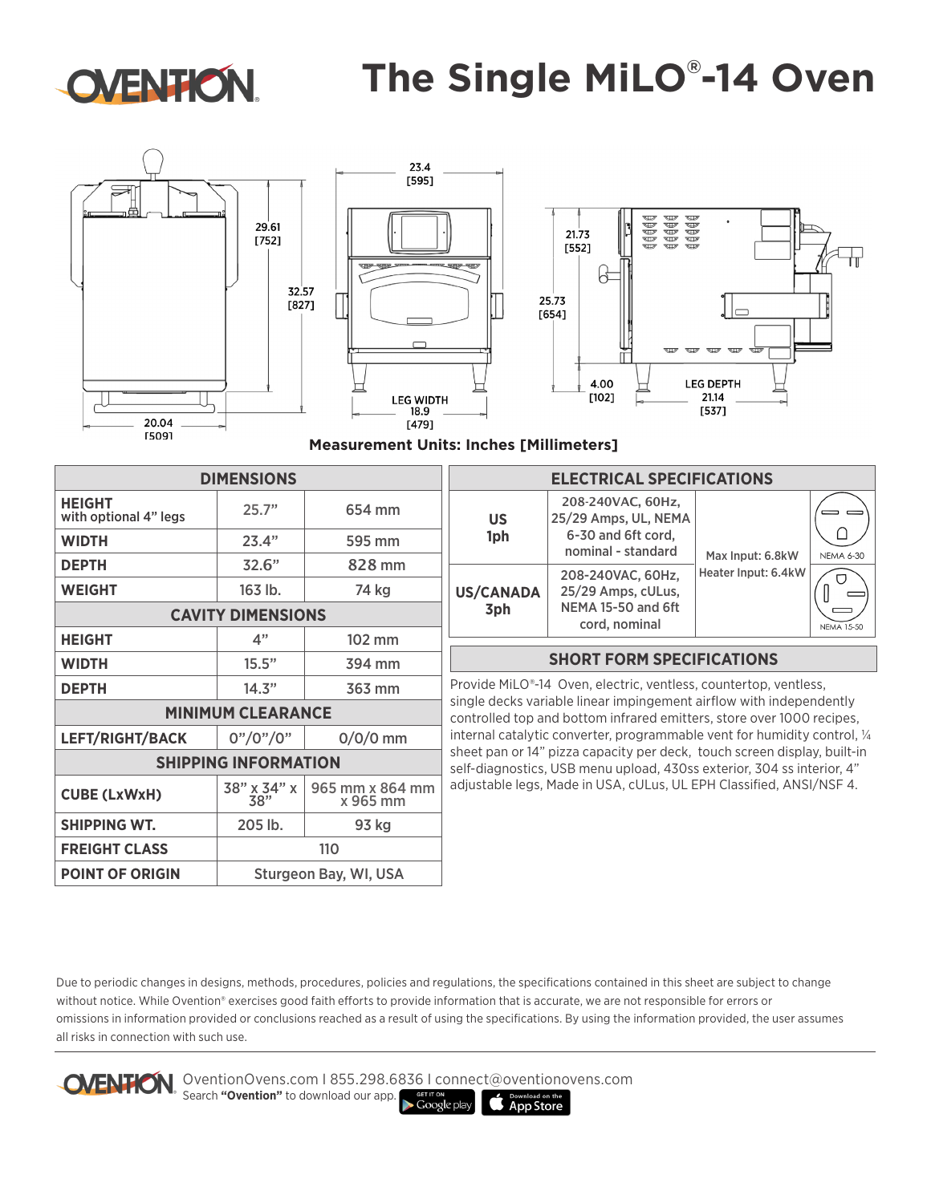# The Single MiLO®-14 Oven

29.61 [752]
32.57 [827]
20.04 [509]
23.4 [595]
LEG WIDTH 18.9 [479]
21.73 [552]
25.73 [654]
4.00 [102]
LEG DEPTH 21.14 [537]

**Measurement Units: Inches [Millimeters]**

| DIMENSIONS | | |
|---|---|---|
| **HEIGHT** with optional 4" legs | 25.7" | 654 mm |
| **WIDTH** | 23.4" | 595 mm |
| **DEPTH** | 32.6" | 828 mm |
| **WEIGHT** | 163 lb. | 74 kg |
| **CAVITY DIMENSIONS** | | |
| **HEIGHT** | 4" | 102 mm |
| **WIDTH** | 15.5" | 394 mm |
| **DEPTH** | 14.3" | 363 mm |
| **MINIMUM CLEARANCE** | | |
| **LEFT/RIGHT/BACK** | 0"/0"/0" | 0/0/0 mm |
| **SHIPPING INFORMATION** | | |
| **CUBE (LxWxH)** | 38" x 34" x 38" | 965 mm x 864 mm x 965 mm |
| **SHIPPING WT.** | 205 lb. | 93 kg |
| **FREIGHT CLASS** | 110 | |
| **POINT OF ORIGIN** | Sturgeon Bay, WI, USA | |

| ELECTRICAL SPECIFICATIONS | | | |
|---|---|---|---|
| **US 1ph** | 208-240VAC, 60Hz, 25/29 Amps, UL, NEMA 6-30 and 6ft cord, nominal - standard | Max Input: 6.8kW Heater Input: 6.4kW | NEMA 6-30 |
| **US/CANADA 3ph** | 208-240VAC, 60Hz, 25/29 Amps, cULus, NEMA 15-50 and 6ft cord, nominal | | NEMA 15-50 |

## SHORT FORM SPECIFICATIONS

Provide MiLO®-14 Oven, electric, ventless, countertop, ventless, single decks variable linear impingement airflow with independently controlled top and bottom infrared emitters, store over 1000 recipes, internal catalytic converter, programmable vent for humidity control, ¼ sheet pan or 14" pizza capacity per deck, touch screen display, built-in self-diagnostics, USB menu upload, 430ss exterior, 304 ss interior, 4" adjustable legs, Made in USA, cULus, UL EPH Classified, ANSI/NSF 4.

Due to periodic changes in designs, methods, procedures, policies and regulations, the specifications contained in this sheet are subject to change without notice. While Ovention® exercises good faith efforts to provide information that is accurate, we are not responsible for errors or omissions in information provided or conclusions reached as a result of using the specifications. By using the information provided, the user assumes all risks in connection with such use.

OventionOvens.com I 855.298.6836 I connect@oventionovens.com
Search **"Ovention"** to download our app.